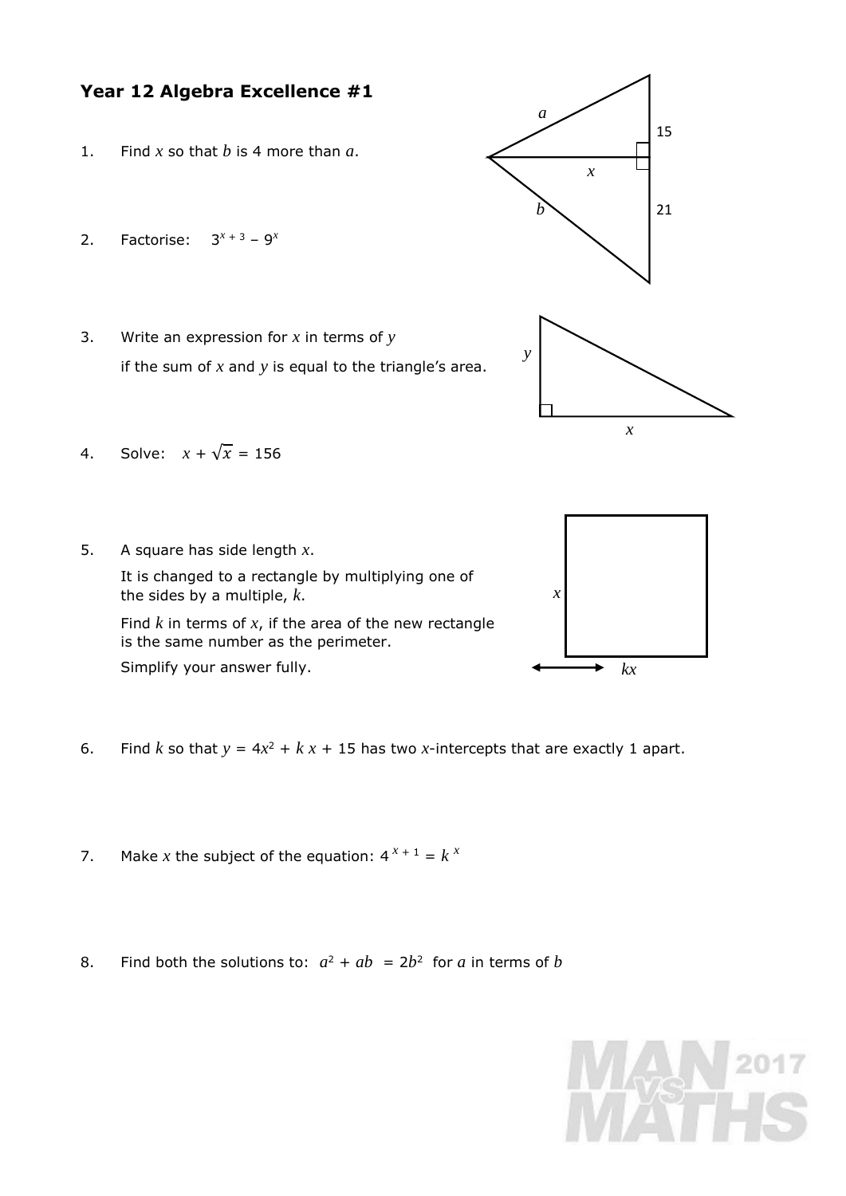## Year 12 Algebra Excellence #1

1. Find $x$ so that $b$ is 4 more than $a$.

2. Factorise: $3^{x+3} - 9^x$

3. Write an expression for $x$ in terms of $y$ if the sum of $x$ and $y$ is equal to the triangle's area.

4. Solve: $x + \sqrt{x} = 156$

5. A square has side length $x$.

   It is changed to a rectangle by multiplying one of the sides by a multiple, $k$.

   Find $k$ in terms of $x$, if the area of the new rectangle is the same number as the perimeter.

   Simplify your answer fully.

6. Find $k$ so that $y = 4x^2 + k\,x + 15$ has two $x$-intercepts that are exactly 1 apart.

7. Make $x$ the subject of the equation: $4^{x+1} = k^x$

8. Find both the solutions to: $a^2 + ab = 2b^2$ for $a$ in terms of $b$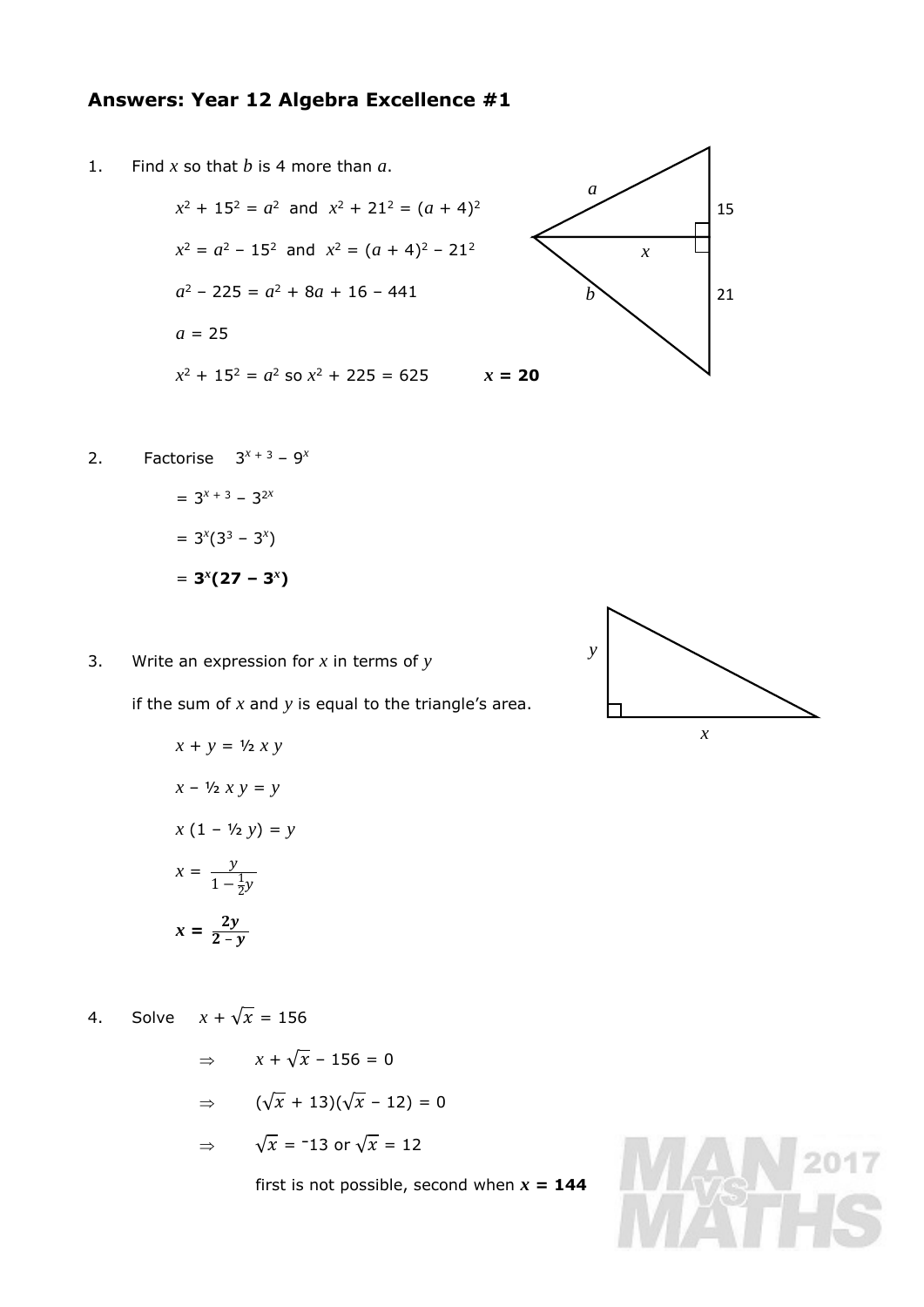## Answers: Year 12 Algebra Excellence #1

1. Find $x$ so that $b$ is 4 more than $a$.

   $x^2 + 15^2 = a^2$ and $x^2 + 21^2 = (a + 4)^2$

   $x^2 = a^2 - 15^2$ and $x^2 = (a + 4)^2 - 21^2$

   $a^2 - 225 = a^2 + 8a + 16 - 441$

   $a = 25$

   $x^2 + 15^2 = a^2$ so $x^2 + 225 = 625$ **$x = 20$**

2. Factorise $3^{x+3} - 9^x$

   $= 3^{x+3} - 3^{2x}$

   $= 3^x(3^3 - 3^x)$

   $= \mathbf{3^x(27 - 3^x)}$

3. Write an expression for $x$ in terms of $y$

   if the sum of $x$ and $y$ is equal to the triangle's area.

   $x + y = \frac{1}{2}xy$

   $x - \frac{1}{2}xy = y$

   $x(1 - \frac{1}{2}y) = y$

   $x = \dfrac{y}{1 - \frac{1}{2}y}$

   $\mathbf{x = \dfrac{2y}{2 - y}}$

4. Solve $x + \sqrt{x} = 156$

   $\Rightarrow \quad x + \sqrt{x} - 156 = 0$

   $\Rightarrow \quad (\sqrt{x} + 13)(\sqrt{x} - 12) = 0$

   $\Rightarrow \quad \sqrt{x} = -13$ or $\sqrt{x} = 12$

   first is not possible, second when **$x = 144$**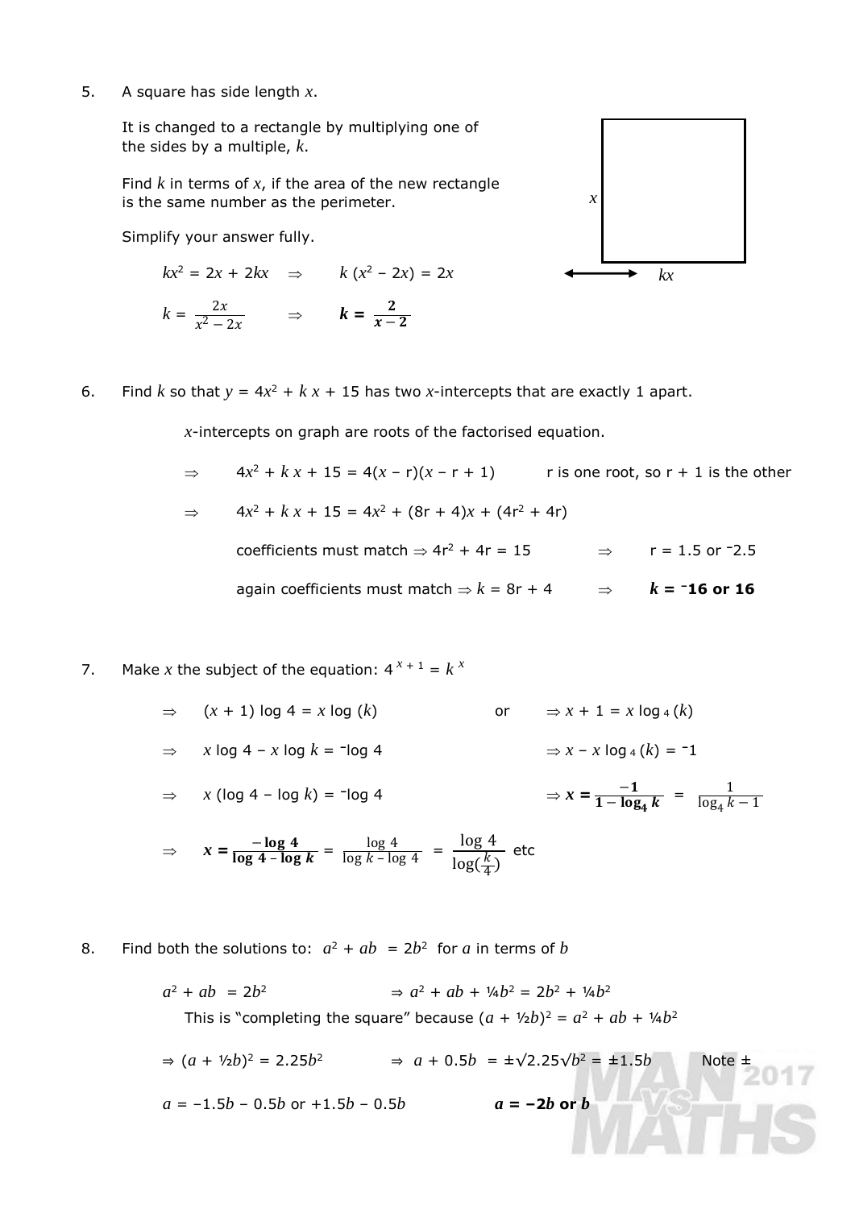5. A square has side length $x$.

   It is changed to a rectangle by multiplying one of the sides by a multiple, $k$.

   Find $k$ in terms of $x$, if the area of the new rectangle is the same number as the perimeter.

   Simplify your answer fully.

   $x$

   $kx$

   $kx^2 = 2x + 2kx \quad \Rightarrow \quad k(x^2 - 2x) = 2x$

   $k = \frac{2x}{x^2 - 2x} \quad \Rightarrow \quad \boldsymbol{k = \frac{2}{x - 2}}$

6. Find $k$ so that $y = 4x^2 + k\,x + 15$ has two $x$-intercepts that are exactly 1 apart.

   $x$-intercepts on graph are roots of the factorised equation.

   $\Rightarrow \quad 4x^2 + k\,x + 15 = 4(x - r)(x - r + 1)$ &nbsp;&nbsp;&nbsp; r is one root, so r + 1 is the other

   $\Rightarrow \quad 4x^2 + k\,x + 15 = 4x^2 + (8r + 4)x + (4r^2 + 4r)$

   coefficients must match $\Rightarrow 4r^2 + 4r = 15 \quad \Rightarrow \quad r = 1.5$ or $^-2.5$

   again coefficients must match $\Rightarrow k = 8r + 4 \quad \Rightarrow \quad$ **$k$ = $^-$16 or 16**

7. Make $x$ the subject of the equation: $4^{x+1} = k^x$

   $\Rightarrow \quad (x + 1)\log 4 = x\log(k)$ &nbsp;&nbsp;&nbsp; or &nbsp;&nbsp;&nbsp; $\Rightarrow x + 1 = x\log_4(k)$

   $\Rightarrow \quad x\log 4 - x\log k = {^-}\log 4$ &nbsp;&nbsp;&nbsp; $\Rightarrow x - x\log_4(k) = {^-}1$

   $\Rightarrow \quad x(\log 4 - \log k) = {^-}\log 4$ &nbsp;&nbsp;&nbsp; $\Rightarrow \boldsymbol{x = \frac{-1}{1 - \log_4 k}} = \frac{1}{\log_4 k - 1}$

   $\Rightarrow \quad \boldsymbol{x = \frac{-\log 4}{\log 4 - \log k}} = \frac{\log 4}{\log k - \log 4} = \frac{\log 4}{\log(\frac{k}{4})}$ etc

8. Find both the solutions to: $a^2 + ab = 2b^2$ for $a$ in terms of $b$

   $a^2 + ab = 2b^2 \quad \Rightarrow a^2 + ab + \frac{1}{4}b^2 = 2b^2 + \frac{1}{4}b^2$

   This is "completing the square" because $(a + \frac{1}{2}b)^2 = a^2 + ab + \frac{1}{4}b^2$

   $\Rightarrow (a + \frac{1}{2}b)^2 = 2.25b^2 \quad \Rightarrow \; a + 0.5b = \pm\sqrt{2.25}\sqrt{b^2} = \pm 1.5b$ &nbsp;&nbsp;&nbsp; Note ±

   $a = -1.5b - 0.5b$ or $+1.5b - 0.5b$ &nbsp;&nbsp;&nbsp; $\boldsymbol{a = -2b}$ **or** $\boldsymbol{b}$